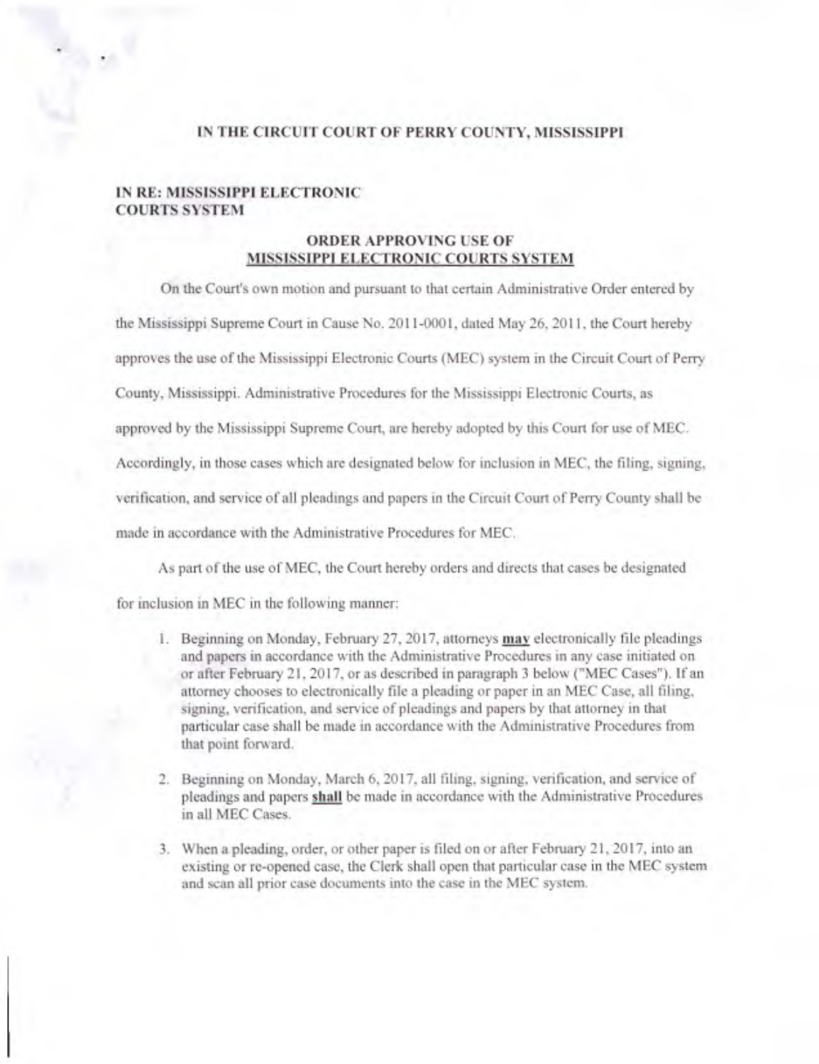**IN THE CIRCUIT COURT OF PERRY COUNTY, MISSISSIPPI**

**IN RE: MISSISSIPPI ELECTRONIC COURTS SYSTEM**

**ORDER APPROVING USE OF MISSISSIPPI ELECTRONIC COURTS SYSTEM**

On the Court's own motion and pursuant to that certain Administrative Order entered by the Mississippi Supreme Court in Cause No. 2011-0001, dated May 26, 2011, the Court hereby approves the use of the Mississippi Electronic Courts (MEC) system in the Circuit Court of Perry County, Mississippi. Administrative Procedures for the Mississippi Electronic Courts, as approved by the Mississippi Supreme Court, are hereby adopted by this Court for use of MEC. Accordingly, in those cases which are designated below for inclusion in MEC, the filing, signing, verification, and service of all pleadings and papers in the Circuit Court of Perry County shall be made in accordance with the Administrative Procedures for MEC.

As part of the use of MEC, the Court hereby orders and directs that cases be designated for inclusion in MEC in the following manner:

1. Beginning on Monday, February 27, 2017, attorneys **may** electronically file pleadings and papers in accordance with the Administrative Procedures in any case initiated on or after February 21, 2017, or as described in paragraph 3 below ("MEC Cases"). If an attorney chooses to electronically file a pleading or paper in an MEC Case, all filing, signing, verification, and service of pleadings and papers by that attorney in that particular case shall be made in accordance with the Administrative Procedures from that point forward.

2. Beginning on Monday, March 6, 2017, all filing, signing, verification, and service of pleadings and papers **shall** be made in accordance with the Administrative Procedures in all MEC Cases.

3. When a pleading, order, or other paper is filed on or after February 21, 2017, into an existing or re-opened case, the Clerk shall open that particular case in the MEC system and scan all prior case documents into the case in the MEC system.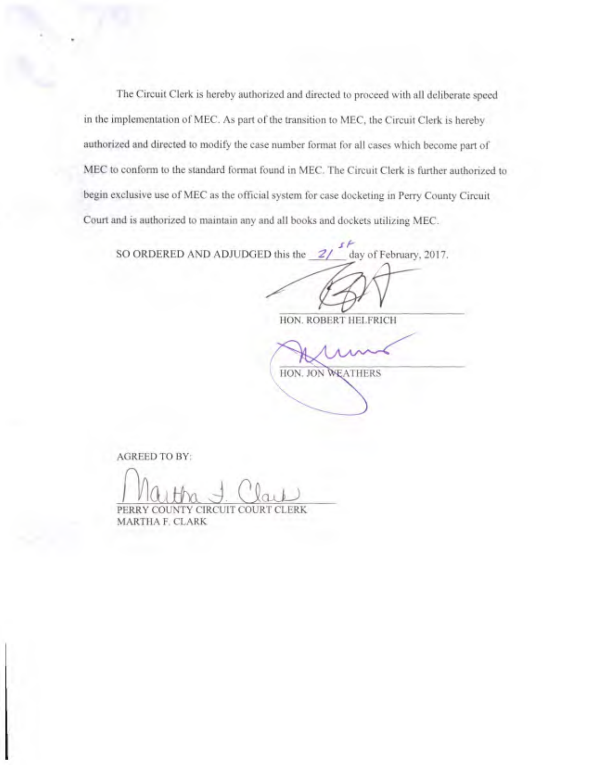The Circuit Clerk is hereby authorized and directed to proceed with all deliberate speed in the implementation of MEC. As part of the transition to MEC, the Circuit Clerk is hereby authorized and directed to modify the case number format for all cases which become part of MEC to conform to the standard format found in MEC. The Circuit Clerk is further authorized to begin exclusive use of MEC as the official system for case docketing in Perry County Circuit Court and is authorized to maintain any and all books and dockets utilizing MEC.

SO ORDERED AND ADJUDGED this the 21st day of February, 2017.

HON. ROBERT HELFRICH

HON. JON WEATHERS

AGREED TO BY:

PERRY COUNTY CIRCUIT COURT CLERK
MARTHA F. CLARK